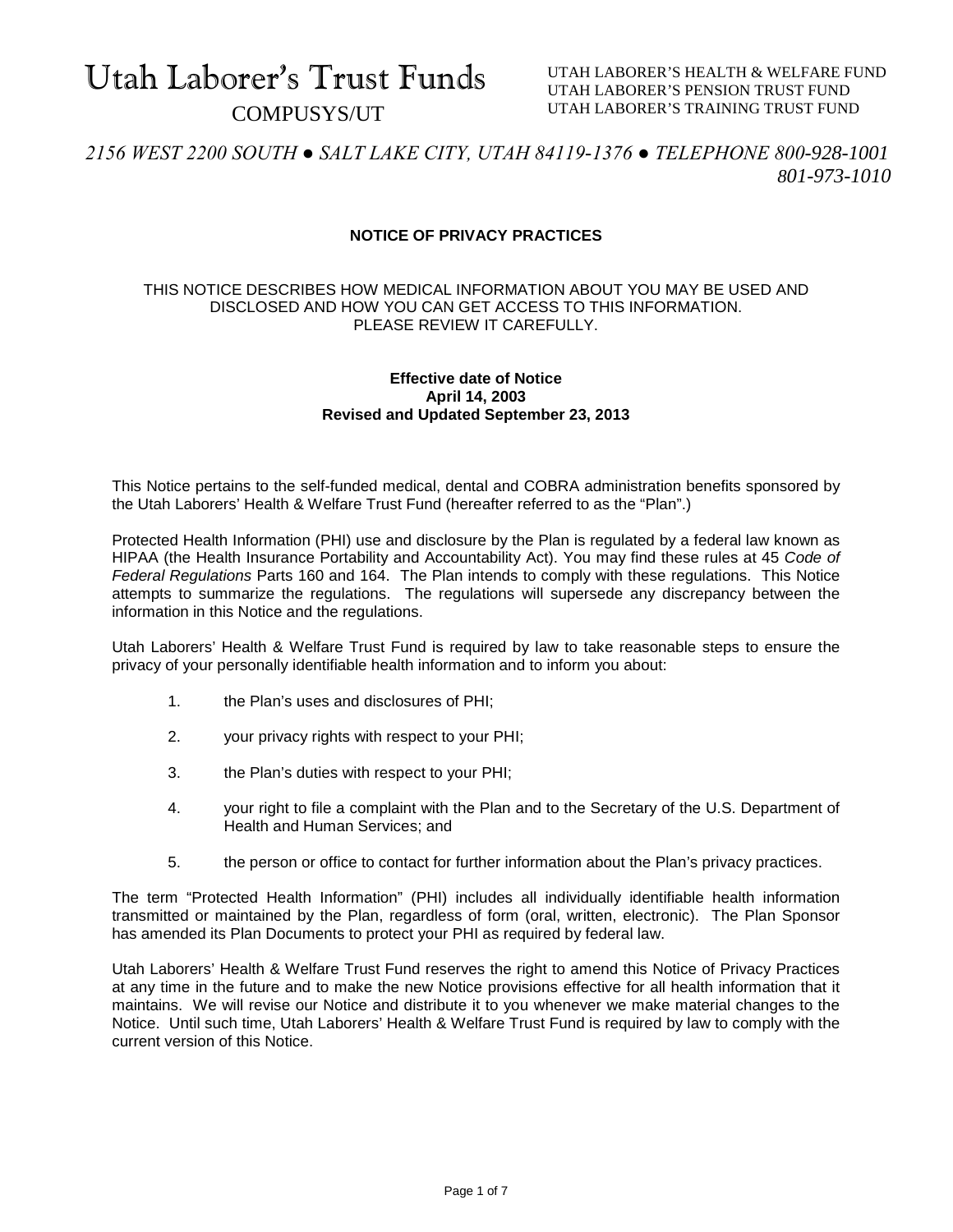# Utah Laborer's Trust Funds

COMPUSYS/UT

UTAH LABORER'S HEALTH & WELFARE FUND
UTAH LABORER'S PENSION TRUST FUND
UTAH LABORER'S TRAINING TRUST FUND

*2156 WEST 2200 SOUTH ● SALT LAKE CITY, UTAH 84119-1376 ● TELEPHONE 800-928-1001 801-973-1010*

## NOTICE OF PRIVACY PRACTICES

THIS NOTICE DESCRIBES HOW MEDICAL INFORMATION ABOUT YOU MAY BE USED AND DISCLOSED AND HOW YOU CAN GET ACCESS TO THIS INFORMATION. PLEASE REVIEW IT CAREFULLY.

**Effective date of Notice**
**April 14, 2003**
**Revised and Updated September 23, 2013**

This Notice pertains to the self-funded medical, dental and COBRA administration benefits sponsored by the Utah Laborers' Health & Welfare Trust Fund (hereafter referred to as the "Plan".)

Protected Health Information (PHI) use and disclosure by the Plan is regulated by a federal law known as HIPAA (the Health Insurance Portability and Accountability Act). You may find these rules at 45 *Code of Federal Regulations* Parts 160 and 164. The Plan intends to comply with these regulations. This Notice attempts to summarize the regulations. The regulations will supersede any discrepancy between the information in this Notice and the regulations.

Utah Laborers' Health & Welfare Trust Fund is required by law to take reasonable steps to ensure the privacy of your personally identifiable health information and to inform you about:

1. the Plan's uses and disclosures of PHI;
2. your privacy rights with respect to your PHI;
3. the Plan's duties with respect to your PHI;
4. your right to file a complaint with the Plan and to the Secretary of the U.S. Department of Health and Human Services; and
5. the person or office to contact for further information about the Plan's privacy practices.

The term "Protected Health Information" (PHI) includes all individually identifiable health information transmitted or maintained by the Plan, regardless of form (oral, written, electronic). The Plan Sponsor has amended its Plan Documents to protect your PHI as required by federal law.

Utah Laborers' Health & Welfare Trust Fund reserves the right to amend this Notice of Privacy Practices at any time in the future and to make the new Notice provisions effective for all health information that it maintains. We will revise our Notice and distribute it to you whenever we make material changes to the Notice. Until such time, Utah Laborers' Health & Welfare Trust Fund is required by law to comply with the current version of this Notice.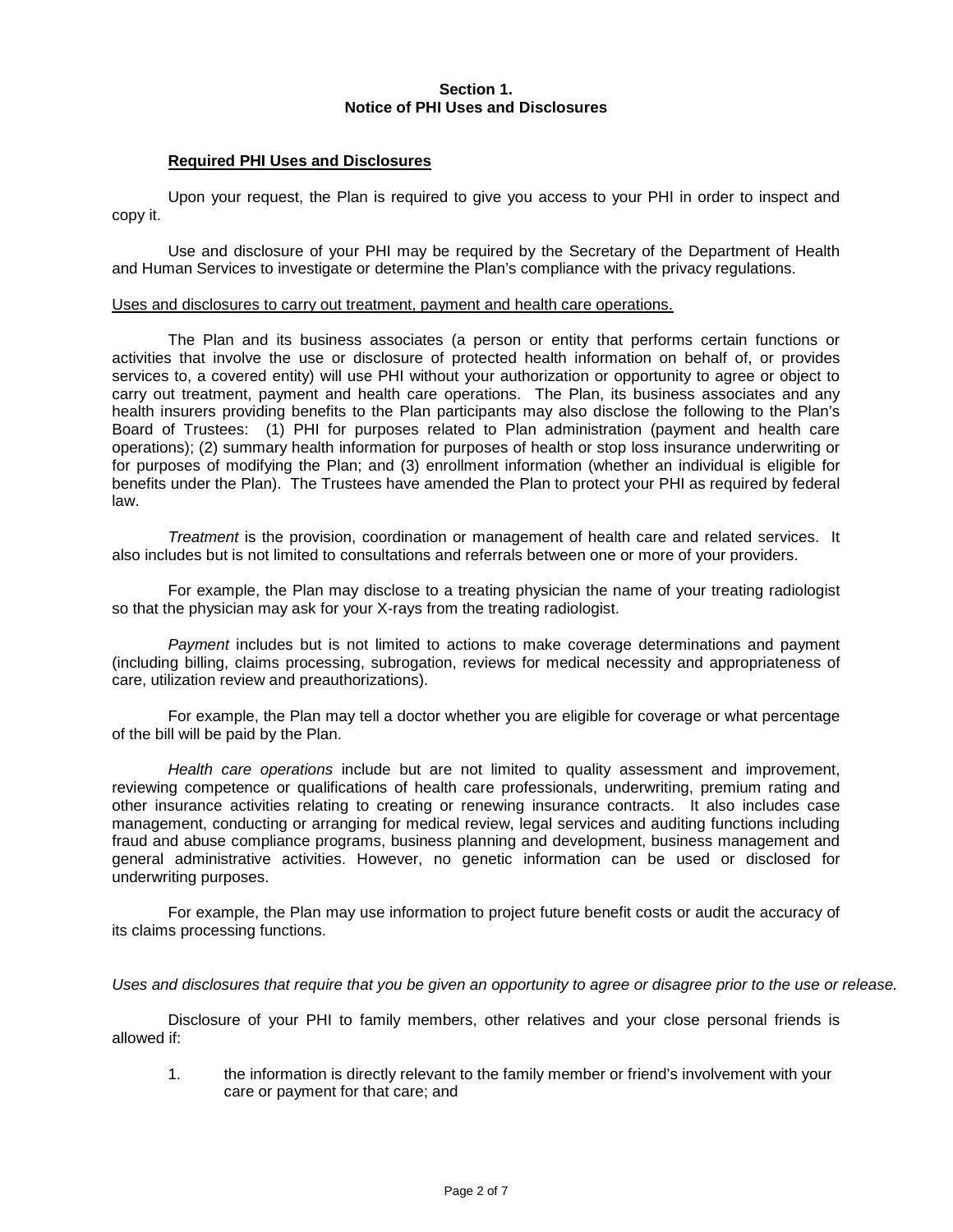## Section 1.
## Notice of PHI Uses and Disclosures

**Required PHI Uses and Disclosures**

Upon your request, the Plan is required to give you access to your PHI in order to inspect and copy it.

Use and disclosure of your PHI may be required by the Secretary of the Department of Health and Human Services to investigate or determine the Plan's compliance with the privacy regulations.

Uses and disclosures to carry out treatment, payment and health care operations.

The Plan and its business associates (a person or entity that performs certain functions or activities that involve the use or disclosure of protected health information on behalf of, or provides services to, a covered entity) will use PHI without your authorization or opportunity to agree or object to carry out treatment, payment and health care operations. The Plan, its business associates and any health insurers providing benefits to the Plan participants may also disclose the following to the Plan's Board of Trustees: (1) PHI for purposes related to Plan administration (payment and health care operations); (2) summary health information for purposes of health or stop loss insurance underwriting or for purposes of modifying the Plan; and (3) enrollment information (whether an individual is eligible for benefits under the Plan). The Trustees have amended the Plan to protect your PHI as required by federal law.

*Treatment* is the provision, coordination or management of health care and related services. It also includes but is not limited to consultations and referrals between one or more of your providers.

For example, the Plan may disclose to a treating physician the name of your treating radiologist so that the physician may ask for your X-rays from the treating radiologist.

*Payment* includes but is not limited to actions to make coverage determinations and payment (including billing, claims processing, subrogation, reviews for medical necessity and appropriateness of care, utilization review and preauthorizations).

For example, the Plan may tell a doctor whether you are eligible for coverage or what percentage of the bill will be paid by the Plan.

*Health care operations* include but are not limited to quality assessment and improvement, reviewing competence or qualifications of health care professionals, underwriting, premium rating and other insurance activities relating to creating or renewing insurance contracts. It also includes case management, conducting or arranging for medical review, legal services and auditing functions including fraud and abuse compliance programs, business planning and development, business management and general administrative activities. However, no genetic information can be used or disclosed for underwriting purposes.

For example, the Plan may use information to project future benefit costs or audit the accuracy of its claims processing functions.

*Uses and disclosures that require that you be given an opportunity to agree or disagree prior to the use or release.*

Disclosure of your PHI to family members, other relatives and your close personal friends is allowed if:

1. the information is directly relevant to the family member or friend's involvement with your care or payment for that care; and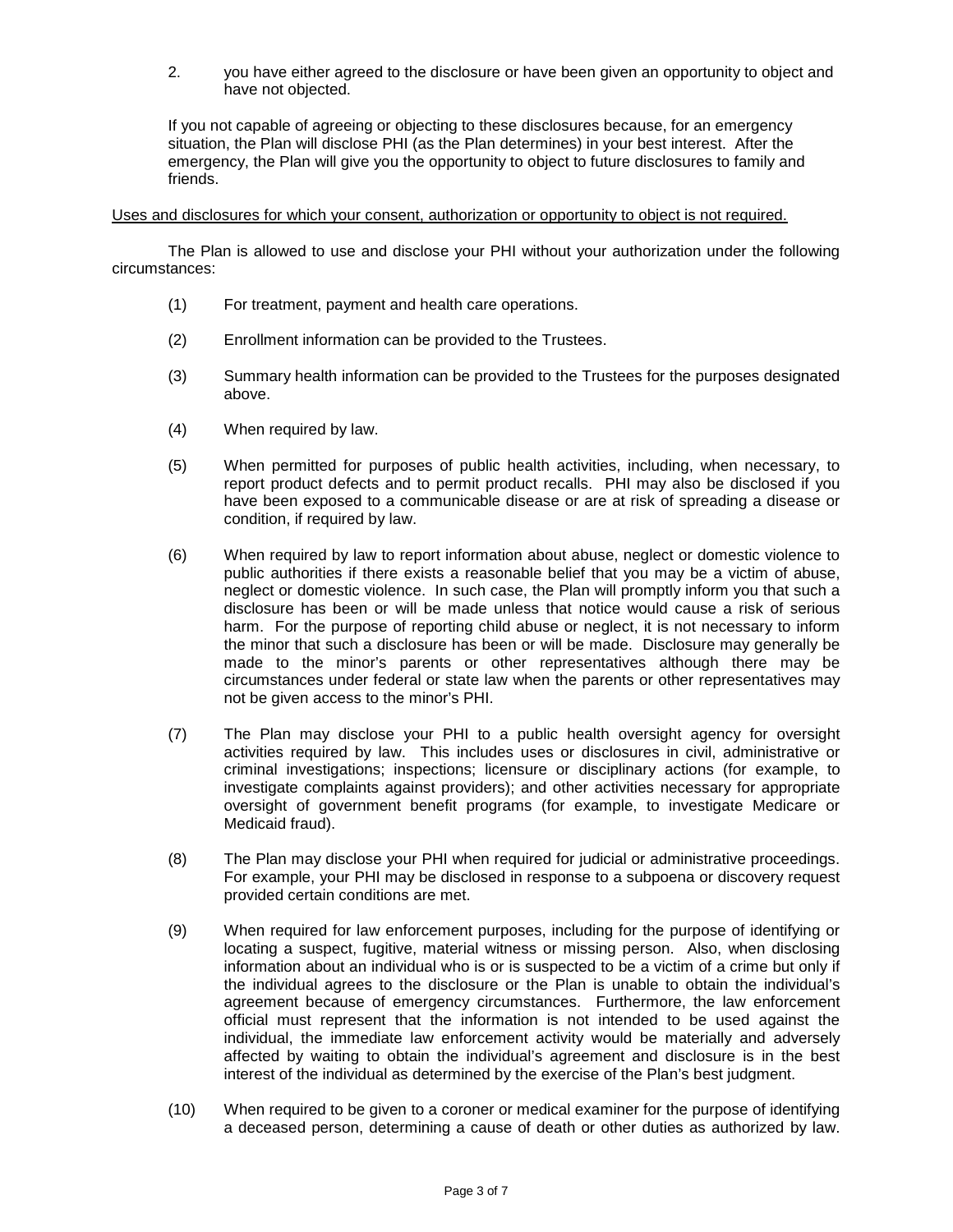2. you have either agreed to the disclosure or have been given an opportunity to object and have not objected.

If you not capable of agreeing or objecting to these disclosures because, for an emergency situation, the Plan will disclose PHI (as the Plan determines) in your best interest. After the emergency, the Plan will give you the opportunity to object to future disclosures to family and friends.

<u>Uses and disclosures for which your consent, authorization or opportunity to object is not required.</u>

The Plan is allowed to use and disclose your PHI without your authorization under the following circumstances:

(1) For treatment, payment and health care operations.

(2) Enrollment information can be provided to the Trustees.

(3) Summary health information can be provided to the Trustees for the purposes designated above.

(4) When required by law.

(5) When permitted for purposes of public health activities, including, when necessary, to report product defects and to permit product recalls. PHI may also be disclosed if you have been exposed to a communicable disease or are at risk of spreading a disease or condition, if required by law.

(6) When required by law to report information about abuse, neglect or domestic violence to public authorities if there exists a reasonable belief that you may be a victim of abuse, neglect or domestic violence. In such case, the Plan will promptly inform you that such a disclosure has been or will be made unless that notice would cause a risk of serious harm. For the purpose of reporting child abuse or neglect, it is not necessary to inform the minor that such a disclosure has been or will be made. Disclosure may generally be made to the minor's parents or other representatives although there may be circumstances under federal or state law when the parents or other representatives may not be given access to the minor's PHI.

(7) The Plan may disclose your PHI to a public health oversight agency for oversight activities required by law. This includes uses or disclosures in civil, administrative or criminal investigations; inspections; licensure or disciplinary actions (for example, to investigate complaints against providers); and other activities necessary for appropriate oversight of government benefit programs (for example, to investigate Medicare or Medicaid fraud).

(8) The Plan may disclose your PHI when required for judicial or administrative proceedings. For example, your PHI may be disclosed in response to a subpoena or discovery request provided certain conditions are met.

(9) When required for law enforcement purposes, including for the purpose of identifying or locating a suspect, fugitive, material witness or missing person. Also, when disclosing information about an individual who is or is suspected to be a victim of a crime but only if the individual agrees to the disclosure or the Plan is unable to obtain the individual's agreement because of emergency circumstances. Furthermore, the law enforcement official must represent that the information is not intended to be used against the individual, the immediate law enforcement activity would be materially and adversely affected by waiting to obtain the individual's agreement and disclosure is in the best interest of the individual as determined by the exercise of the Plan's best judgment.

(10) When required to be given to a coroner or medical examiner for the purpose of identifying a deceased person, determining a cause of death or other duties as authorized by law.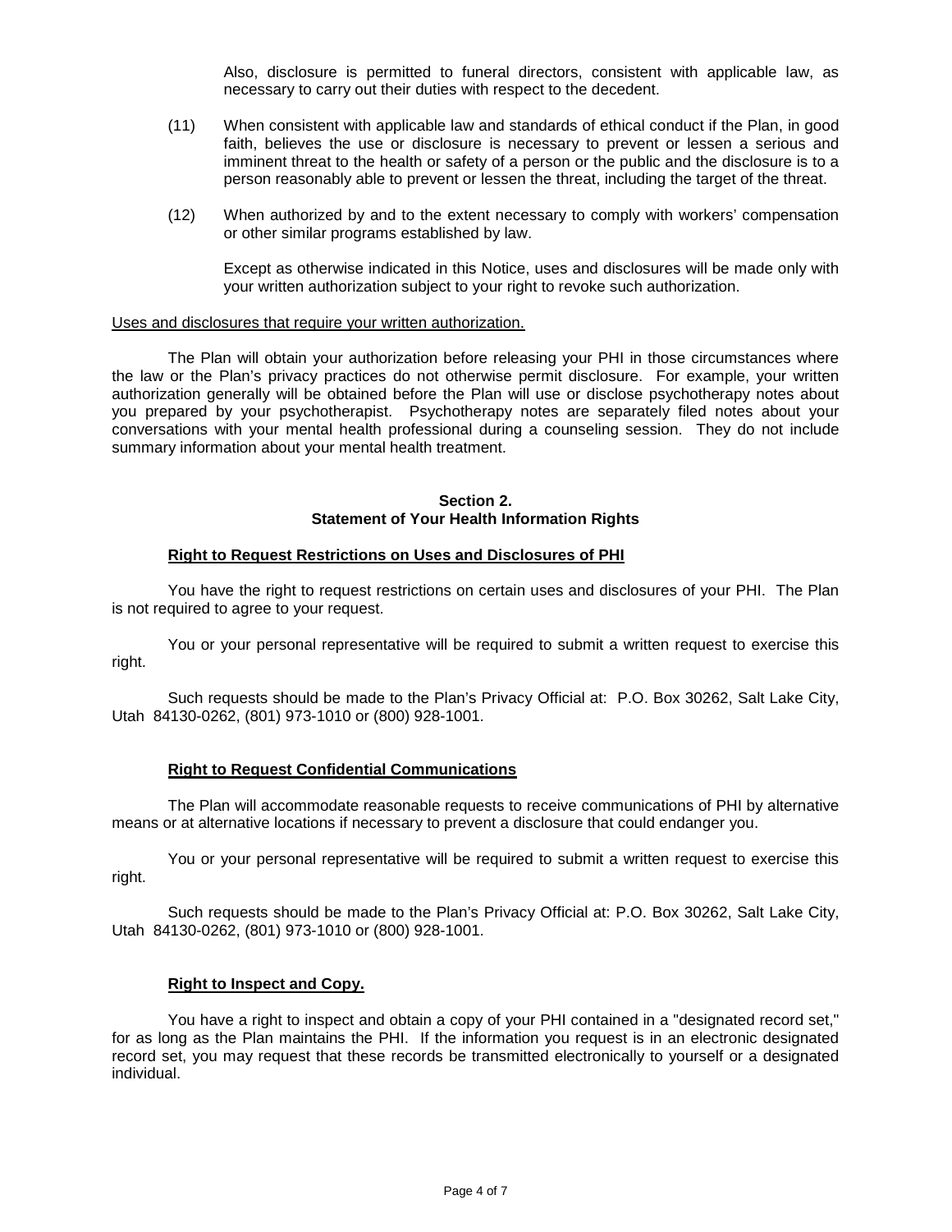Also, disclosure is permitted to funeral directors, consistent with applicable law, as necessary to carry out their duties with respect to the decedent.

(11) When consistent with applicable law and standards of ethical conduct if the Plan, in good faith, believes the use or disclosure is necessary to prevent or lessen a serious and imminent threat to the health or safety of a person or the public and the disclosure is to a person reasonably able to prevent or lessen the threat, including the target of the threat.

(12) When authorized by and to the extent necessary to comply with workers' compensation or other similar programs established by law.

Except as otherwise indicated in this Notice, uses and disclosures will be made only with your written authorization subject to your right to revoke such authorization.

Uses and disclosures that require your written authorization.

The Plan will obtain your authorization before releasing your PHI in those circumstances where the law or the Plan's privacy practices do not otherwise permit disclosure. For example, your written authorization generally will be obtained before the Plan will use or disclose psychotherapy notes about you prepared by your psychotherapist. Psychotherapy notes are separately filed notes about your conversations with your mental health professional during a counseling session. They do not include summary information about your mental health treatment.

## Section 2.
## Statement of Your Health Information Rights

### Right to Request Restrictions on Uses and Disclosures of PHI

You have the right to request restrictions on certain uses and disclosures of your PHI. The Plan is not required to agree to your request.

You or your personal representative will be required to submit a written request to exercise this right.

Such requests should be made to the Plan's Privacy Official at: P.O. Box 30262, Salt Lake City, Utah 84130-0262, (801) 973-1010 or (800) 928-1001.

### Right to Request Confidential Communications

The Plan will accommodate reasonable requests to receive communications of PHI by alternative means or at alternative locations if necessary to prevent a disclosure that could endanger you.

You or your personal representative will be required to submit a written request to exercise this right.

Such requests should be made to the Plan's Privacy Official at: P.O. Box 30262, Salt Lake City, Utah 84130-0262, (801) 973-1010 or (800) 928-1001.

### Right to Inspect and Copy.

You have a right to inspect and obtain a copy of your PHI contained in a "designated record set," for as long as the Plan maintains the PHI. If the information you request is in an electronic designated record set, you may request that these records be transmitted electronically to yourself or a designated individual.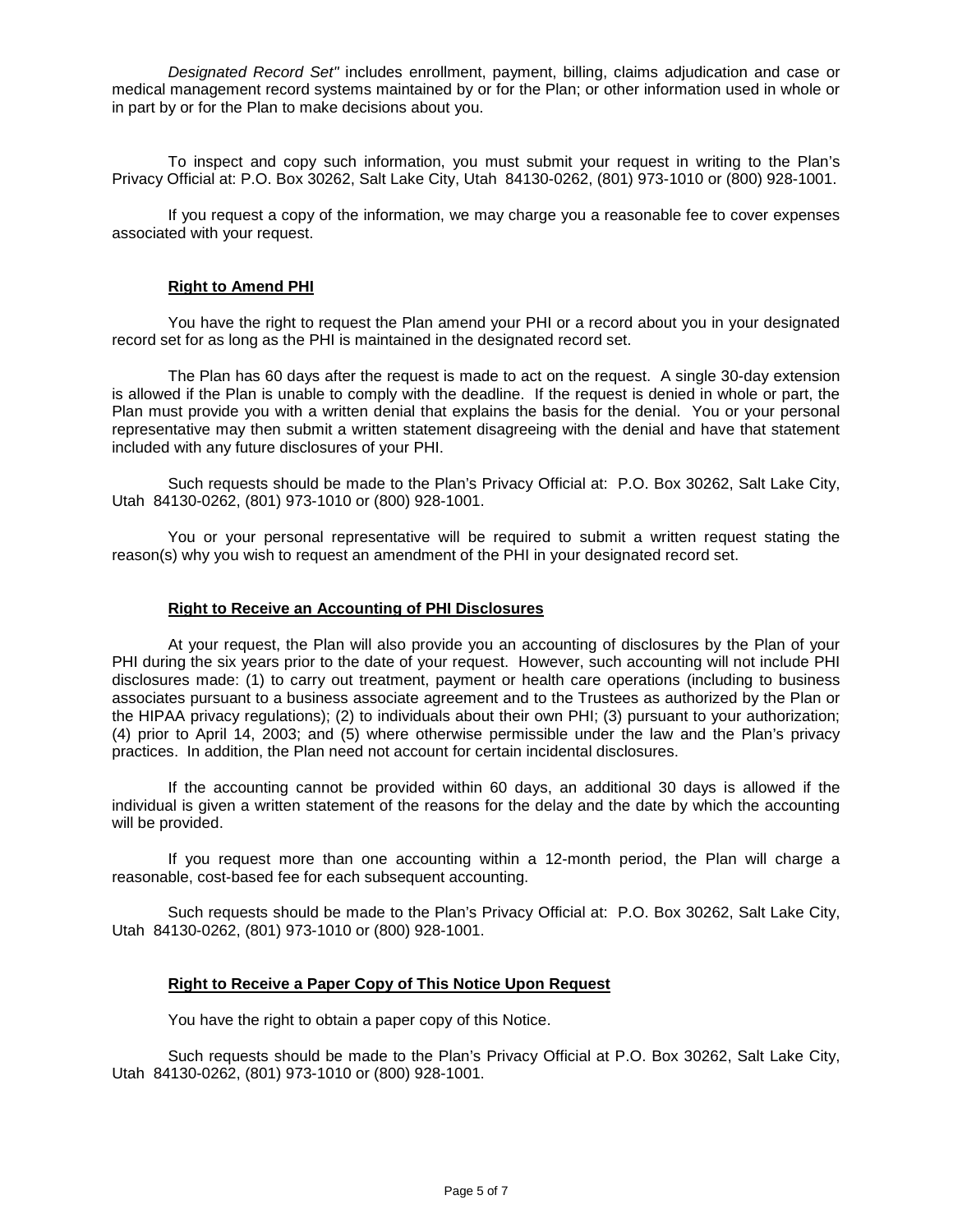*Designated Record Set"* includes enrollment, payment, billing, claims adjudication and case or medical management record systems maintained by or for the Plan; or other information used in whole or in part by or for the Plan to make decisions about you.

To inspect and copy such information, you must submit your request in writing to the Plan's Privacy Official at: P.O. Box 30262, Salt Lake City, Utah 84130-0262, (801) 973-1010 or (800) 928-1001.

If you request a copy of the information, we may charge you a reasonable fee to cover expenses associated with your request.

### Right to Amend PHI

You have the right to request the Plan amend your PHI or a record about you in your designated record set for as long as the PHI is maintained in the designated record set.

The Plan has 60 days after the request is made to act on the request. A single 30-day extension is allowed if the Plan is unable to comply with the deadline. If the request is denied in whole or part, the Plan must provide you with a written denial that explains the basis for the denial. You or your personal representative may then submit a written statement disagreeing with the denial and have that statement included with any future disclosures of your PHI.

Such requests should be made to the Plan's Privacy Official at: P.O. Box 30262, Salt Lake City, Utah 84130-0262, (801) 973-1010 or (800) 928-1001.

You or your personal representative will be required to submit a written request stating the reason(s) why you wish to request an amendment of the PHI in your designated record set.

### Right to Receive an Accounting of PHI Disclosures

At your request, the Plan will also provide you an accounting of disclosures by the Plan of your PHI during the six years prior to the date of your request. However, such accounting will not include PHI disclosures made: (1) to carry out treatment, payment or health care operations (including to business associates pursuant to a business associate agreement and to the Trustees as authorized by the Plan or the HIPAA privacy regulations); (2) to individuals about their own PHI; (3) pursuant to your authorization; (4) prior to April 14, 2003; and (5) where otherwise permissible under the law and the Plan's privacy practices. In addition, the Plan need not account for certain incidental disclosures.

If the accounting cannot be provided within 60 days, an additional 30 days is allowed if the individual is given a written statement of the reasons for the delay and the date by which the accounting will be provided.

If you request more than one accounting within a 12-month period, the Plan will charge a reasonable, cost-based fee for each subsequent accounting.

Such requests should be made to the Plan's Privacy Official at: P.O. Box 30262, Salt Lake City, Utah 84130-0262, (801) 973-1010 or (800) 928-1001.

### Right to Receive a Paper Copy of This Notice Upon Request

You have the right to obtain a paper copy of this Notice.

Such requests should be made to the Plan's Privacy Official at P.O. Box 30262, Salt Lake City, Utah 84130-0262, (801) 973-1010 or (800) 928-1001.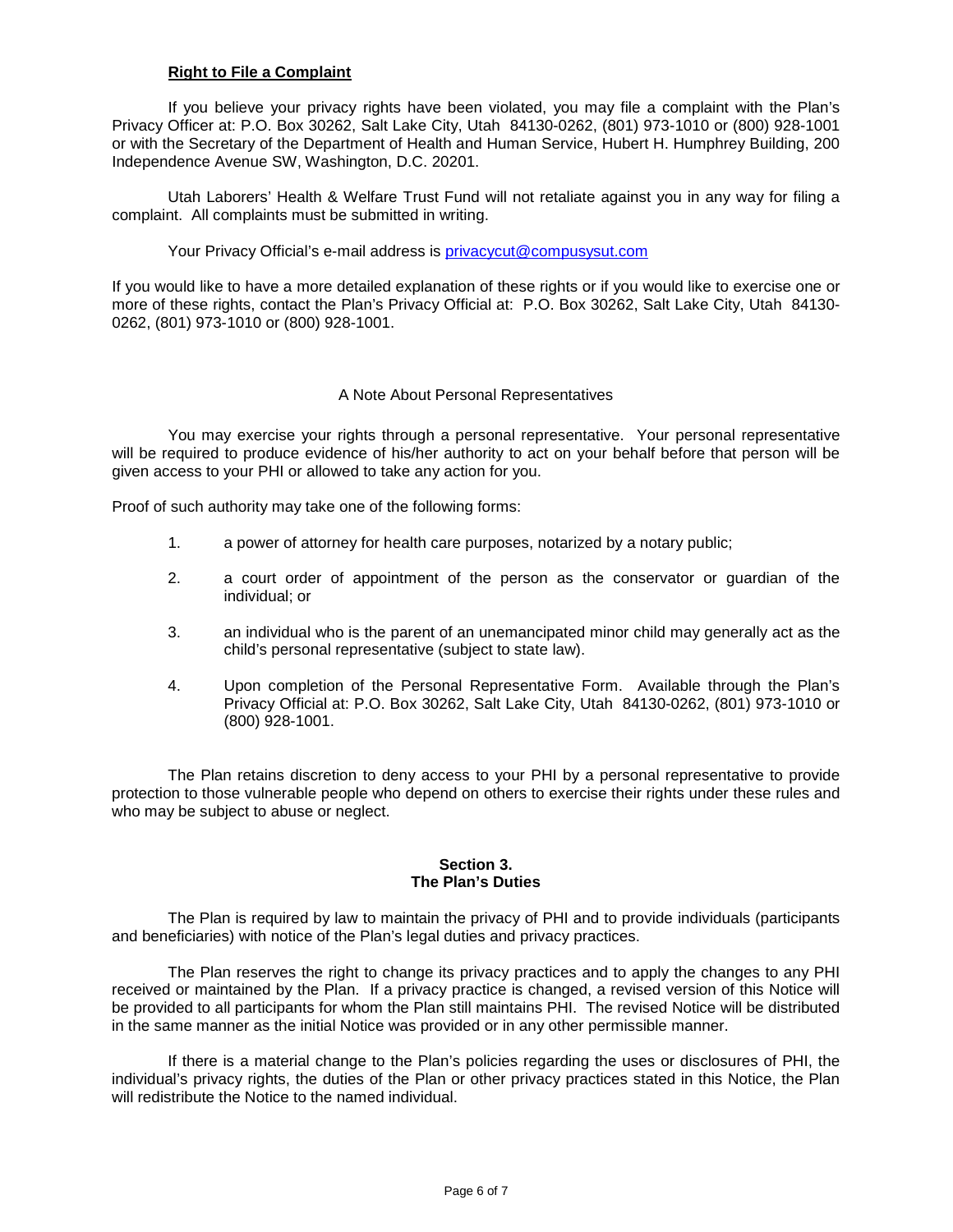**Right to File a Complaint**

If you believe your privacy rights have been violated, you may file a complaint with the Plan's Privacy Officer at: P.O. Box 30262, Salt Lake City, Utah 84130-0262, (801) 973-1010 or (800) 928-1001 or with the Secretary of the Department of Health and Human Service, Hubert H. Humphrey Building, 200 Independence Avenue SW, Washington, D.C. 20201.

Utah Laborers' Health & Welfare Trust Fund will not retaliate against you in any way for filing a complaint. All complaints must be submitted in writing.

Your Privacy Official's e-mail address is privacycut@compusysut.com

If you would like to have a more detailed explanation of these rights or if you would like to exercise one or more of these rights, contact the Plan's Privacy Official at: P.O. Box 30262, Salt Lake City, Utah 84130-0262, (801) 973-1010 or (800) 928-1001.

A Note About Personal Representatives

You may exercise your rights through a personal representative. Your personal representative will be required to produce evidence of his/her authority to act on your behalf before that person will be given access to your PHI or allowed to take any action for you.

Proof of such authority may take one of the following forms:

1. a power of attorney for health care purposes, notarized by a notary public;
2. a court order of appointment of the person as the conservator or guardian of the individual; or
3. an individual who is the parent of an unemancipated minor child may generally act as the child's personal representative (subject to state law).
4. Upon completion of the Personal Representative Form. Available through the Plan's Privacy Official at: P.O. Box 30262, Salt Lake City, Utah 84130-0262, (801) 973-1010 or (800) 928-1001.

The Plan retains discretion to deny access to your PHI by a personal representative to provide protection to those vulnerable people who depend on others to exercise their rights under these rules and who may be subject to abuse or neglect.

## Section 3.
## The Plan's Duties

The Plan is required by law to maintain the privacy of PHI and to provide individuals (participants and beneficiaries) with notice of the Plan's legal duties and privacy practices.

The Plan reserves the right to change its privacy practices and to apply the changes to any PHI received or maintained by the Plan. If a privacy practice is changed, a revised version of this Notice will be provided to all participants for whom the Plan still maintains PHI. The revised Notice will be distributed in the same manner as the initial Notice was provided or in any other permissible manner.

If there is a material change to the Plan's policies regarding the uses or disclosures of PHI, the individual's privacy rights, the duties of the Plan or other privacy practices stated in this Notice, the Plan will redistribute the Notice to the named individual.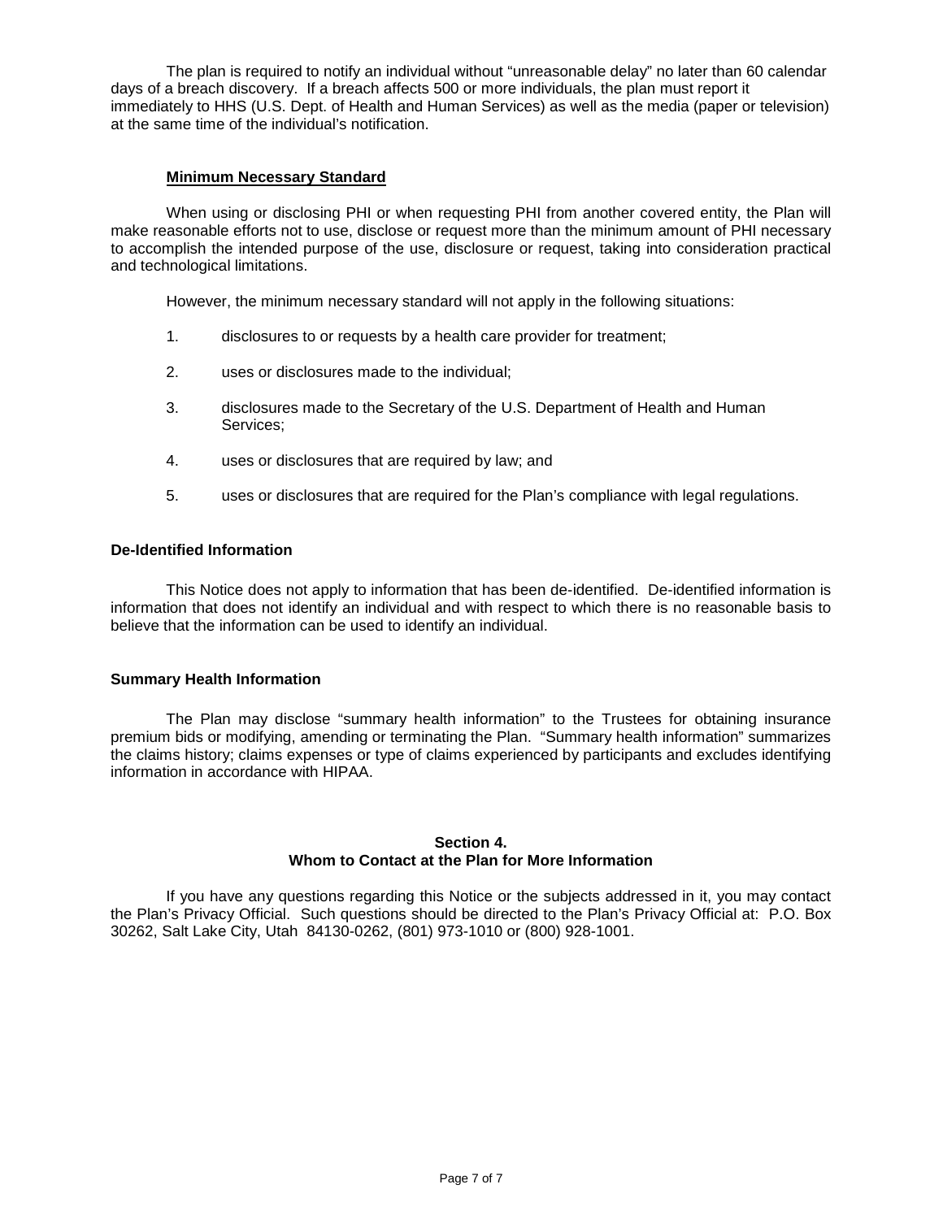The plan is required to notify an individual without "unreasonable delay" no later than 60 calendar days of a breach discovery. If a breach affects 500 or more individuals, the plan must report it immediately to HHS (U.S. Dept. of Health and Human Services) as well as the media (paper or television) at the same time of the individual's notification.

**Minimum Necessary Standard**

When using or disclosing PHI or when requesting PHI from another covered entity, the Plan will make reasonable efforts not to use, disclose or request more than the minimum amount of PHI necessary to accomplish the intended purpose of the use, disclosure or request, taking into consideration practical and technological limitations.

However, the minimum necessary standard will not apply in the following situations:

1. disclosures to or requests by a health care provider for treatment;
2. uses or disclosures made to the individual;
3. disclosures made to the Secretary of the U.S. Department of Health and Human Services;
4. uses or disclosures that are required by law; and
5. uses or disclosures that are required for the Plan's compliance with legal regulations.

**De-Identified Information**

This Notice does not apply to information that has been de-identified. De-identified information is information that does not identify an individual and with respect to which there is no reasonable basis to believe that the information can be used to identify an individual.

**Summary Health Information**

The Plan may disclose "summary health information" to the Trustees for obtaining insurance premium bids or modifying, amending or terminating the Plan. "Summary health information" summarizes the claims history; claims expenses or type of claims experienced by participants and excludes identifying information in accordance with HIPAA.

## Section 4.
## Whom to Contact at the Plan for More Information

If you have any questions regarding this Notice or the subjects addressed in it, you may contact the Plan's Privacy Official. Such questions should be directed to the Plan's Privacy Official at: P.O. Box 30262, Salt Lake City, Utah 84130-0262, (801) 973-1010 or (800) 928-1001.